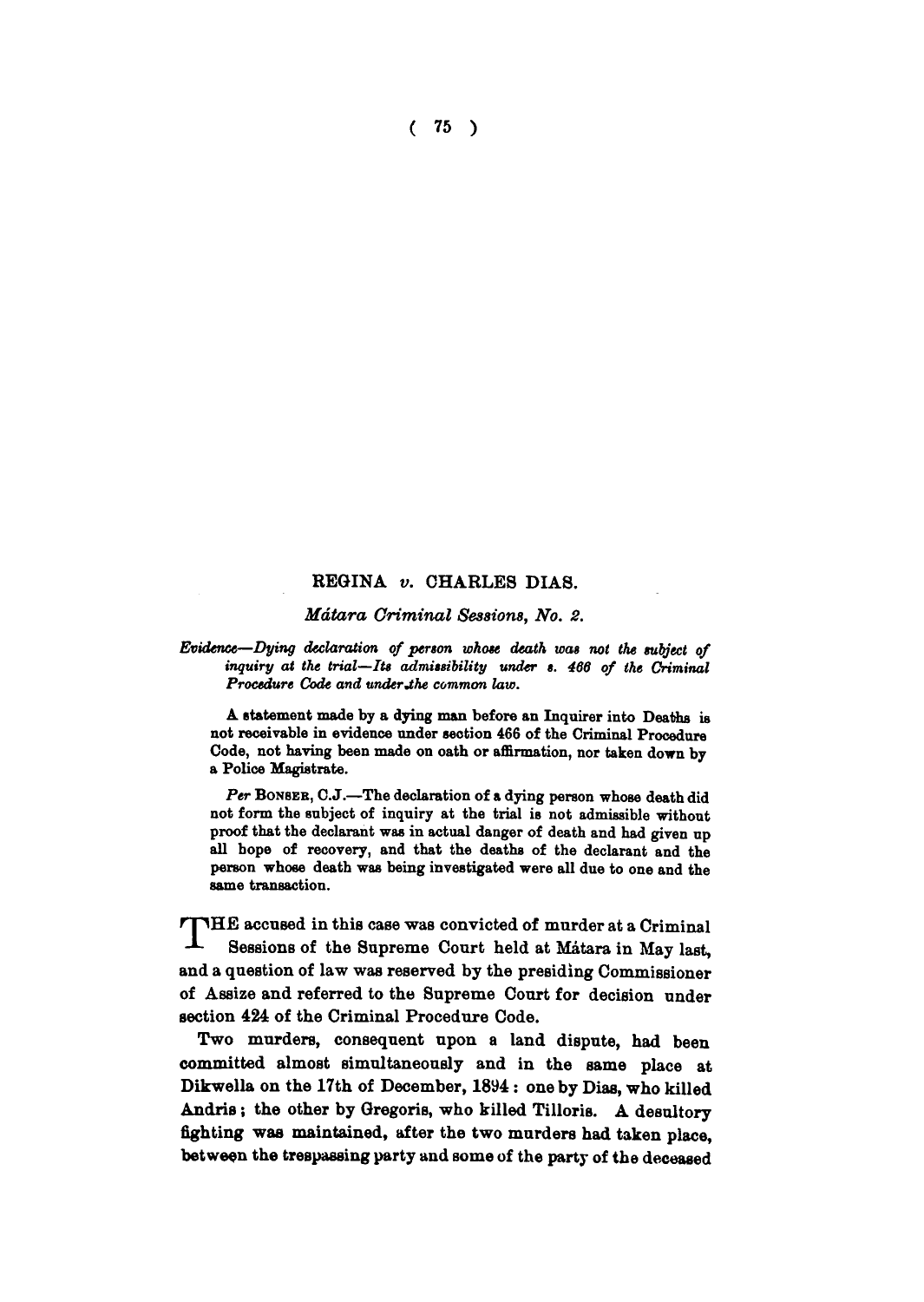## REGINA v. CHARLES DIAS.

*Mátara Criminal Sessions, No. 2.*

*Evidence—Dying declaration of person whose death was not the subject of inquiry at the trial—Its admissibility under s. 466 of the Criminal Procedure Code and under the common law.*

A statement made by a dying man before an Inquirer into Deaths is not receivable in evidence under section 466 of the Criminal Procedure Code, not having been made on oath or affirmation, nor taken down by a Police Magistrate.

*Per* BONSER, C.J.—The declaration of a dying person whose death did not form the subject of inquiry at the trial is not admissible without proof that the declarant was in actual danger of death and had given up all hope of recovery, and that the deaths of the declarant and the person whose death was being investigated were all due to one and the same transaction.

THE accused in this case was convicted of murder at a Criminal Sessions of the Supreme Court held at Mátara in May last, and a question of law was reserved by the presiding Commissioner of Assize and referred to the Supreme Court for decision under section 424 of the Criminal Procedure Code.

Two murders, consequent upon a land dispute, had been committed almost simultaneously and in the same place at Dikwella on the 17th of December, 1894: one by Dias, who killed Andris; the other by Gregoris, who killed Tilloris. A desultory fighting was maintained, after the two murders had taken place, between the trespassing party and some of the party of the deceased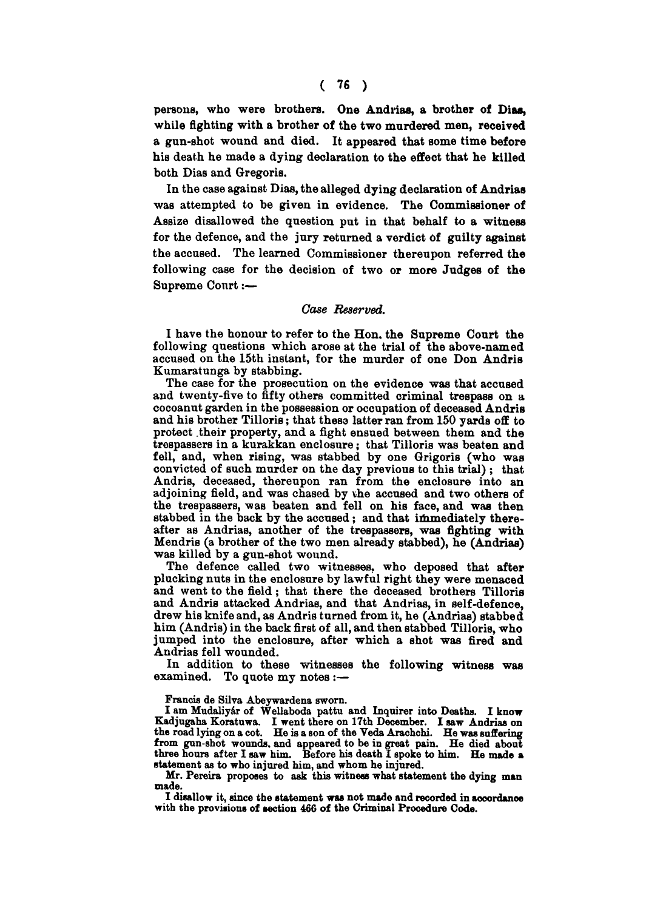persons, who were brothers. One Andrias, a brother of Dias, while fighting with a brother of the two murdered men, received a gun-shot wound and died. It appeared that some time before his death he made a dying declaration to the effect that he killed both Dias and Gregoris.

In the case against Dias, the alleged dying declaration of Andrias was attempted to be given in evidence. The Commissioner of Assize disallowed the question put in that behalf to a witness for the defence, and the jury returned a verdict of guilty against the accused. The learned Commissioner thereupon referred the following case for the decision of two or more Judges of the Supreme Court :—

*Case Reserved.*

I have the honour to refer to the Hon. the Supreme Court the following questions which arose at the trial of the above-named accused on the 15th instant, for the murder of one Don Andris Kumaratunga by stabbing.

The case for the prosecution on the evidence was that accused and twenty-five to fifty others committed criminal trespass on a cocoanut garden in the possession or occupation of deceased Andris and his brother Tilloris; that these latter ran from 150 yards off to protect their property, and a fight ensued between them and the trespassers in a kurakkan enclosure; that Tilloris was beaten and fell, and, when rising, was stabbed by one Grigoris (who was convicted of such murder on the day previous to this trial); that Andris, deceased, thereupon ran from the enclosure into an adjoining field, and was chased by the accused and two others of the trespassers, was beaten and fell on his face, and was then stabbed in the back by the accused; and that immediately thereafter as Andrias, another of the trespassers, was fighting with Mendris (a brother of the two men already stabbed), he (Andrias) was killed by a gun-shot wound.

The defence called two witnesses, who deposed that after plucking nuts in the enclosure by lawful right they were menaced and went to the field; that there the deceased brothers Tilloris and Andris attacked Andrias, and that Andrias, in self-defence, drew his knife and, as Andris turned from it, he (Andrias) stabbed him (Andris) in the back first of all, and then stabbed Tilloris, who jumped into the enclosure, after which a shot was fired and Andrias fell wounded.

In addition to these witnesses the following witness was examined. To quote my notes :—

Francis de Silva Abeywardena sworn.

I am Mudaliyár of Wellaboda pattu and Inquirer into Deaths. I know Kadjugaha Koratuwa. I went there on 17th December. I saw Andrias on the road lying on a cot. He is a son of the Veda Arachchi. He was suffering from gun-shot wounds, and appeared to be in great pain. He died about three hours after I saw him. Before his death I spoke to him. He made a statement as to who injured him, and whom he injured.

Mr. Pereira proposes to ask this witness what statement the dying man made.

I disallow it, since the statement was not made and recorded in accordance with the provisions of section 466 of the Criminal Procedure Code.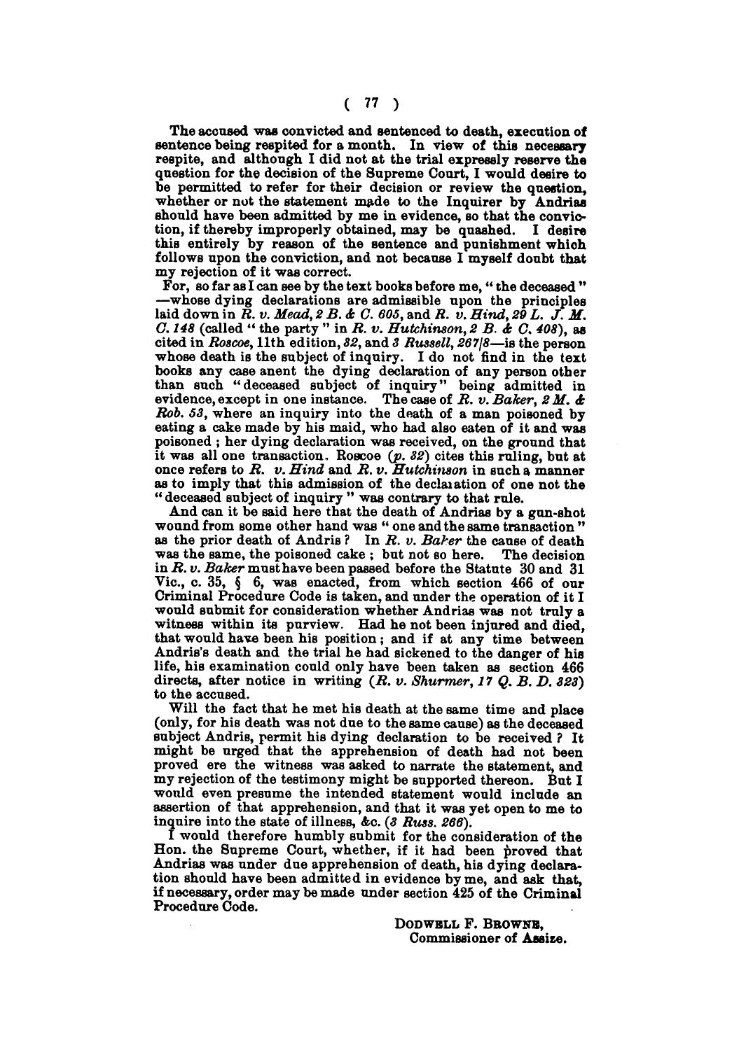The accused was convicted and sentenced to death, execution of sentence being respited for a month. In view of this necessary respite, and although I did not at the trial expressly reserve the question for the decision of the Supreme Court, I would desire to be permitted to refer for their decision or review the question, whether or not the statement made to the Inquirer by Andrias should have been admitted by me in evidence, so that the conviction, if thereby improperly obtained, may be quashed. I desire this entirely by reason of the sentence and punishment which follows upon the conviction, and not because I myself doubt that my rejection of it was correct.

For, so far as I can see by the text books before me, "the deceased"—whose dying declarations are admissible upon the principles laid down in *R. v. Mead, 2 B. & C. 605*, and *R. v. Hind, 29 L. J. M. C. 148* (called "the party" in *R. v. Hutchinson, 2 B. & C. 408*), as cited in *Roscoe*, 11th edition, *32*, and *3 Russell, 267/8*—is the person whose death is the subject of inquiry. I do not find in the text books any case anent the dying declaration of any person other than such "deceased subject of inquiry" being admitted in evidence, except in one instance. The case of *R. v. Baker, 2 M. & Rob. 53*, where an inquiry into the death of a man poisoned by eating a cake made by his maid, who had also eaten of it and was poisoned; her dying declaration was received, on the ground that it was all one transaction. Roscoe (*p. 32*) cites this ruling, but at once refers to *R. v. Hind* and *R. v. Hutchinson* in such a manner as to imply that this admission of the declaration of one not the "deceased subject of inquiry" was contrary to that rule.

And can it be said here that the death of Andrias by a gun-shot wound from some other hand was "one and the same transaction" as the prior death of Andris? In *R. v. Baker* the cause of death was the same, the poisoned cake; but not so here. The decision in *R. v. Baker* must have been passed before the Statute 30 and 31 Vic., c. 35, § 6, was enacted, from which section 466 of our Criminal Procedure Code is taken, and under the operation of it I would submit for consideration whether Andrias was not truly a witness within its purview. Had he not been injured and died, that would have been his position; and if at any time between Andris's death and the trial he had sickened to the danger of his life, his examination could only have been taken as section 466 directs, after notice in writing (*R. v. Shurmer, 17 Q. B. D. 323*) to the accused.

Will the fact that he met his death at the same time and place (only, for his death was not due to the same cause) as the deceased subject Andris, permit his dying declaration to be received? It might be urged that the apprehension of death had not been proved ere the witness was asked to narrate the statement, and my rejection of the testimony might be supported thereon. But I would even presume the intended statement would include an assertion of that apprehension, and that it was yet open to me to inquire into the state of illness, &c. (*3 Russ. 266*).

I would therefore humbly submit for the consideration of the Hon. the Supreme Court, whether, if it had been proved that Andrias was under due apprehension of death, his dying declaration should have been admitted in evidence by me, and ask that, if necessary, order may be made under section 425 of the Criminal Procedure Code.

DODWELL F. BROWNE,
Commissioner of Assize.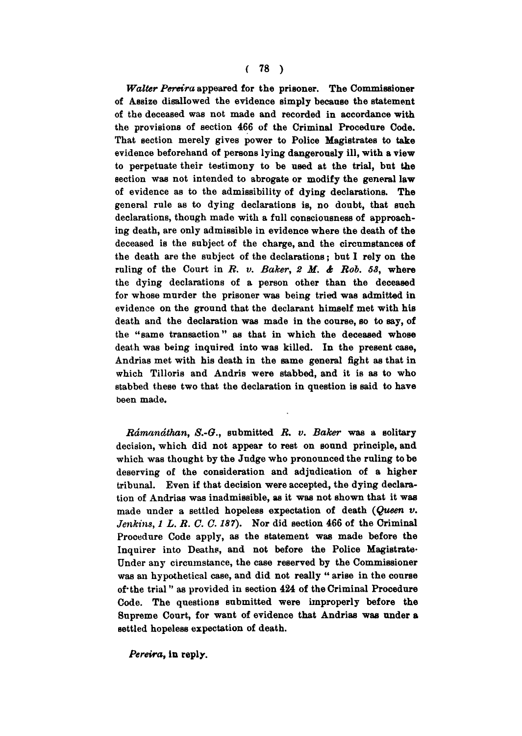*Walter Pereira* appeared for the prisoner. The Commissioner of Assize disallowed the evidence simply because the statement of the deceased was not made and recorded in accordance with the provisions of section 466 of the Criminal Procedure Code. That section merely gives power to Police Magistrates to take evidence beforehand of persons lying dangerously ill, with a view to perpetuate their testimony to be used at the trial, but the section was not intended to abrogate or modify the general law of evidence as to the admissibility of dying declarations. The general rule as to dying declarations is, no doubt, that such declarations, though made with a full consciousness of approaching death, are only admissible in evidence where the death of the deceased is the subject of the charge, and the circumstances of the death are the subject of the declarations; but I rely on the ruling of the Court in *R. v. Baker, 2 M. & Rob. 53*, where the dying declarations of a person other than the deceased for whose murder the prisoner was being tried was admitted in evidence on the ground that the declarant himself met with his death and the declaration was made in the course, so to say, of the "same transaction" as that in which the deceased whose death was being inquired into was killed. In the present case, Andrias met with his death in the same general fight as that in which Tilloris and Andris were stabbed, and it is as to who stabbed these two that the declaration in question is said to have been made.

*Rámanáthan, S.-G.*, submitted *R. v. Baker* was a solitary decision, which did not appear to rest on sound principle, and which was thought by the Judge who pronounced the ruling to be deserving of the consideration and adjudication of a higher tribunal. Even if that decision were accepted, the dying declaration of Andrias was inadmissible, as it was not shown that it was made under a settled hopeless expectation of death (*Queen v. Jenkins, 1 L. R. C. C. 187*). Nor did section 466 of the Criminal Procedure Code apply, as the statement was made before the Inquirer into Deaths, and not before the Police Magistrate. Under any circumstance, the case reserved by the Commissioner was an hypothetical case, and did not really "arise in the course of the trial" as provided in section 424 of the Criminal Procedure Code. The questions submitted were improperly before the Supreme Court, for want of evidence that Andrias was under a settled hopeless expectation of death.

*Pereira*, in reply.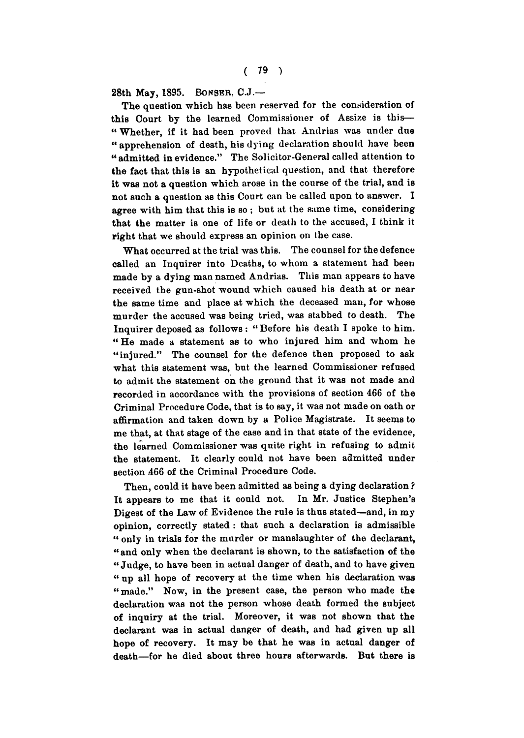28th May, 1895. BONSER, C.J.—

The question which has been reserved for the consideration of this Court by the learned Commissioner of Assize is this—"Whether, if it had been proved that Andrias was under due "apprehension of death, his dying declaration should have been "admitted in evidence." The Solicitor-General called attention to the fact that this is an hypothetical question, and that therefore it was not a question which arose in the course of the trial, and is not such a question as this Court can be called upon to answer. I agree with him that this is so; but at the same time, considering that the matter is one of life or death to the accused, I think it right that we should express an opinion on the case.

What occurred at the trial was this. The counsel for the defence called an Inquirer into Deaths, to whom a statement had been made by a dying man named Andrias. This man appears to have received the gun-shot wound which caused his death at or near the same time and place at which the deceased man, for whose murder the accused was being tried, was stabbed to death. The Inquirer deposed as follows: "Before his death I spoke to him. "He made a statement as to who injured him and whom he "injured." The counsel for the defence then proposed to ask what this statement was, but the learned Commissioner refused to admit the statement on the ground that it was not made and recorded in accordance with the provisions of section 466 of the Criminal Procedure Code, that is to say, it was not made on oath or affirmation and taken down by a Police Magistrate. It seems to me that, at that stage of the case and in that state of the evidence, the learned Commissioner was quite right in refusing to admit the statement. It clearly could not have been admitted under section 466 of the Criminal Procedure Code.

Then, could it have been admitted as being a dying declaration? It appears to me that it could not. In Mr. Justice Stephen's Digest of the Law of Evidence the rule is thus stated—and, in my opinion, correctly stated: that such a declaration is admissible "only in trials for the murder or manslaughter of the declarant, "and only when the declarant is shown, to the satisfaction of the "Judge, to have been in actual danger of death, and to have given "up all hope of recovery at the time when his declaration was "made." Now, in the present case, the person who made the declaration was not the person whose death formed the subject of inquiry at the trial. Moreover, it was not shown that the declarant was in actual danger of death, and had given up all hope of recovery. It may be that he was in actual danger of death—for he died about three hours afterwards. But there is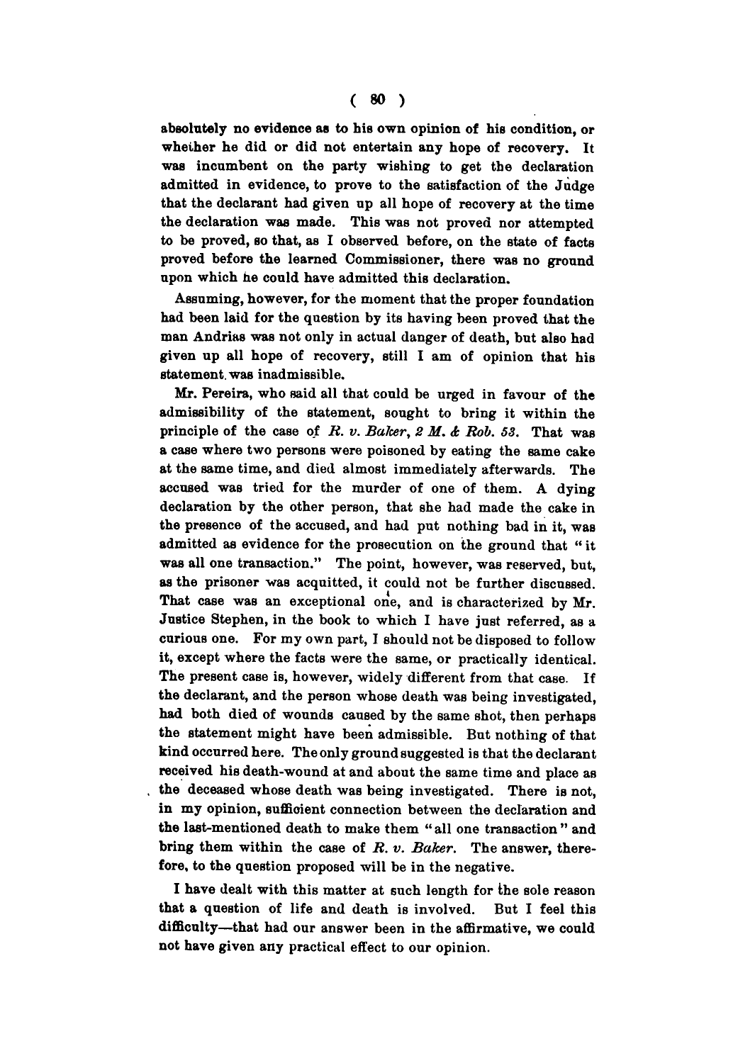absolutely no evidence as to his own opinion of his condition, or whether he did or did not entertain any hope of recovery. It was incumbent on the party wishing to get the declaration admitted in evidence, to prove to the satisfaction of the Judge that the declarant had given up all hope of recovery at the time the declaration was made. This was not proved nor attempted to be proved, so that, as I observed before, on the state of facts proved before the learned Commissioner, there was no ground upon which he could have admitted this declaration.

Assuming, however, for the moment that the proper foundation had been laid for the question by its having been proved that the man Andrias was not only in actual danger of death, but also had given up all hope of recovery, still I am of opinion that his statement was inadmissible.

Mr. Pereira, who said all that could be urged in favour of the admissibility of the statement, sought to bring it within the principle of the case of *R. v. Baker, 2 M. & Rob. 53*. That was a case where two persons were poisoned by eating the same cake at the same time, and died almost immediately afterwards. The accused was tried for the murder of one of them. A dying declaration by the other person, that she had made the cake in the presence of the accused, and had put nothing bad in it, was admitted as evidence for the prosecution on the ground that "it was all one transaction." The point, however, was reserved, but, as the prisoner was acquitted, it could not be further discussed. That case was an exceptional one, and is characterized by Mr. Justice Stephen, in the book to which I have just referred, as a curious one. For my own part, I should not be disposed to follow it, except where the facts were the same, or practically identical. The present case is, however, widely different from that case. If the declarant, and the person whose death was being investigated, had both died of wounds caused by the same shot, then perhaps the statement might have been admissible. But nothing of that kind occurred here. The only ground suggested is that the declarant received his death-wound at and about the same time and place as the deceased whose death was being investigated. There is not, in my opinion, sufficient connection between the declaration and the last-mentioned death to make them "all one transaction" and bring them within the case of *R. v. Baker*. The answer, therefore, to the question proposed will be in the negative.

I have dealt with this matter at such length for the sole reason that a question of life and death is involved. But I feel this difficulty—that had our answer been in the affirmative, we could not have given any practical effect to our opinion.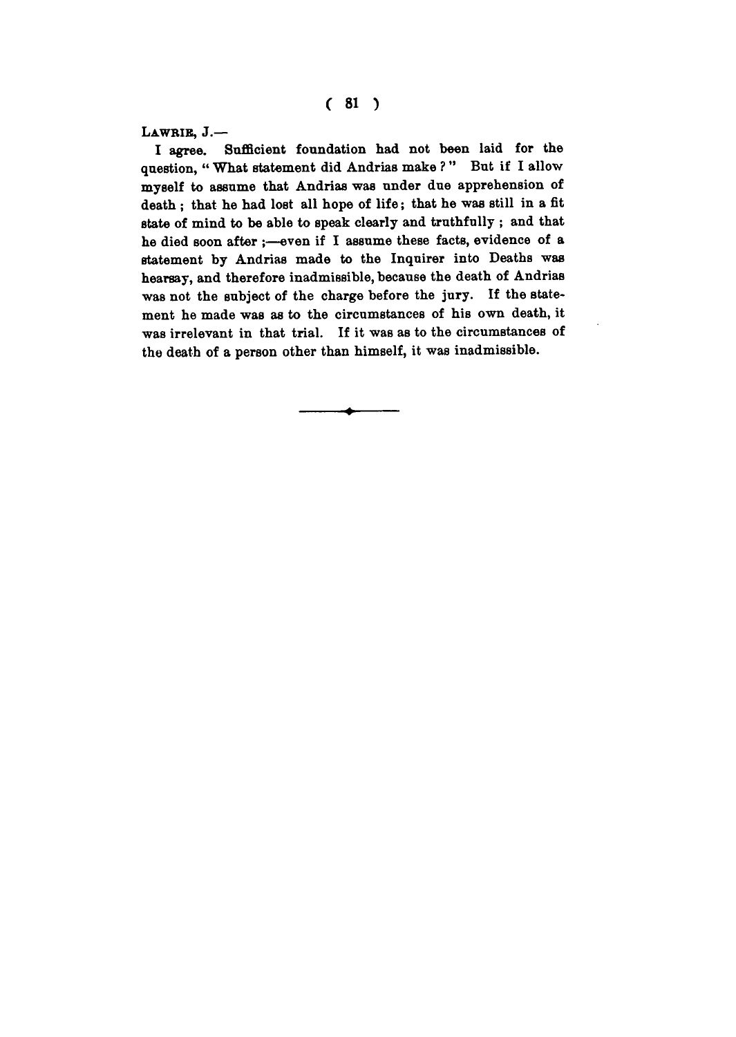LAWRIE, J.—

I agree. Sufficient foundation had not been laid for the question, "What statement did Andrias make?" But if I allow myself to assume that Andrias was under due apprehension of death; that he had lost all hope of life; that he was still in a fit state of mind to be able to speak clearly and truthfully; and that he died soon after;—even if I assume these facts, evidence of a statement by Andrias made to the Inquirer into Deaths was hearsay, and therefore inadmissible, because the death of Andrias was not the subject of the charge before the jury. If the statement he made was as to the circumstances of his own death, it was irrelevant in that trial. If it was as to the circumstances of the death of a person other than himself, it was inadmissible.